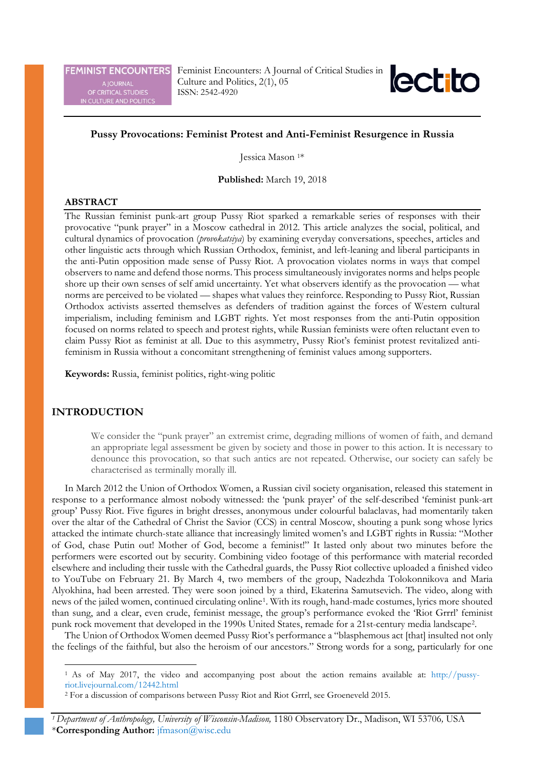# Pussy Provocations: Feminist Protest and Anti-Feminist Resurgence in Russia

Jessica Mason [1]*

**Published:** March 19, 2018

## ABSTRACT

The Russian feminist punk-art group Pussy Riot sparked a remarkable series of responses with their provocative "punk prayer" in a Moscow cathedral in 2012. This article analyzes the social, political, and cultural dynamics of provocation (*provokatsiya*) by examining everyday conversations, speeches, articles and other linguistic acts through which Russian Orthodox, feminist, and left-leaning and liberal participants in the anti-Putin opposition made sense of Pussy Riot. A provocation violates norms in ways that compel observers to name and defend those norms. This process simultaneously invigorates norms and helps people shore up their own senses of self amid uncertainty. Yet what observers identify as the provocation — what norms are perceived to be violated — shapes what values they reinforce. Responding to Pussy Riot, Russian Orthodox activists asserted themselves as defenders of tradition against the forces of Western cultural imperialism, including feminism and LGBT rights. Yet most responses from the anti-Putin opposition focused on norms related to speech and protest rights, while Russian feminists were often reluctant even to claim Pussy Riot as feminist at all. Due to this asymmetry, Pussy Riot's feminist protest revitalized anti-feminism in Russia without a concomitant strengthening of feminist values among supporters.

**Keywords:** Russia, feminist politics, right-wing politic

## INTRODUCTION

> We consider the "punk prayer" an extremist crime, degrading millions of women of faith, and demand an appropriate legal assessment be given by society and those in power to this action. It is necessary to denounce this provocation, so that such antics are not repeated. Otherwise, our society can safely be characterised as terminally morally ill.

In March 2012 the Union of Orthodox Women, a Russian civil society organisation, released this statement in response to a performance almost nobody witnessed: the 'punk prayer' of the self-described 'feminist punk-art group' Pussy Riot. Five figures in bright dresses, anonymous under colourful balaclavas, had momentarily taken over the altar of the Cathedral of Christ the Savior (CCS) in central Moscow, shouting a punk song whose lyrics attacked the intimate church-state alliance that increasingly limited women's and LGBT rights in Russia: "Mother of God, chase Putin out! Mother of God, become a feminist!" It lasted only about two minutes before the performers were escorted out by security. Combining video footage of this performance with material recorded elsewhere and including their tussle with the Cathedral guards, the Pussy Riot collective uploaded a finished video to YouTube on February 21. By March 4, two members of the group, Nadezhda Tolokonnikova and Maria Alyokhina, had been arrested. They were soon joined by a third, Ekaterina Samutsevich. The video, along with news of the jailed women, continued circulating online[1]. With its rough, hand-made costumes, lyrics more shouted than sung, and a clear, even crude, feminist message, the group's performance evoked the 'Riot Grrrl' feminist punk rock movement that developed in the 1990s United States, remade for a 21st-century media landscape[2].

The Union of Orthodox Women deemed Pussy Riot's performance a "blasphemous act [that] insulted not only the feelings of the faithful, but also the heroism of our ancestors." Strong words for a song, particularly for one

---

[1] As of May 2017, the video and accompanying post about the action remains available at: http://pussy-riot.livejournal.com/12442.html

[2] For a discussion of comparisons between Pussy Riot and Riot Grrrl, see Groeneveld 2015.

[1] *Department of Anthropology, University of Wisconsin-Madison,* 1180 Observatory Dr., Madison, WI 53706, USA
***Corresponding Author:** jfmason@wisc.edu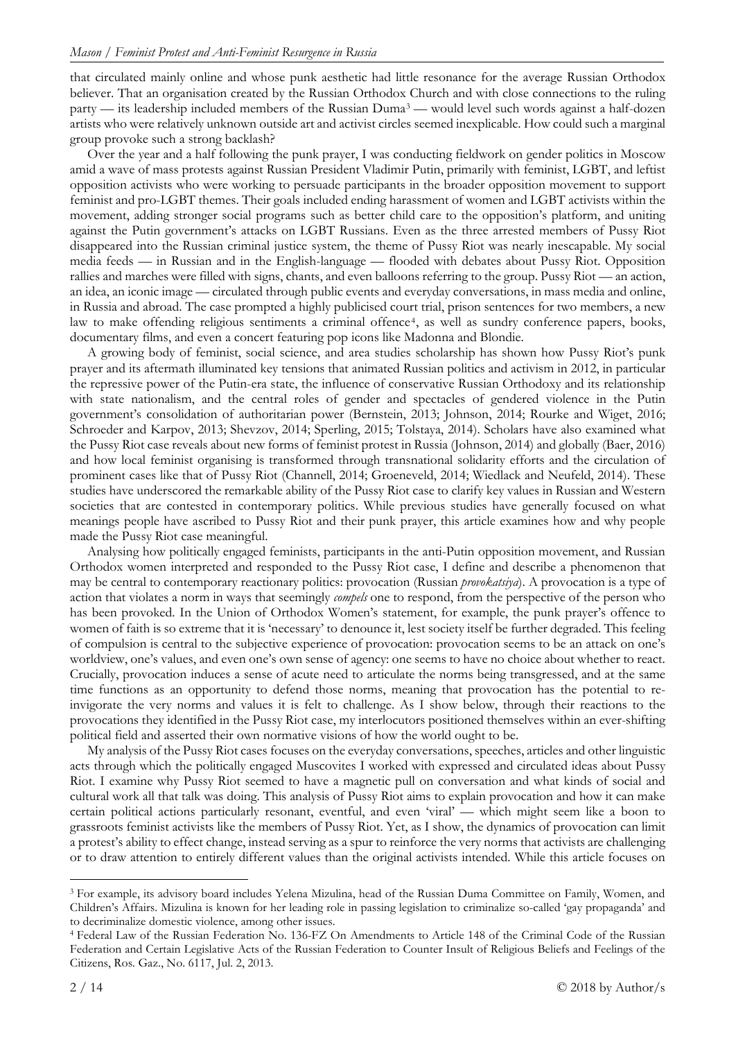that circulated mainly online and whose punk aesthetic had little resonance for the average Russian Orthodox believer. That an organisation created by the Russian Orthodox Church and with close connections to the ruling party — its leadership included members of the Russian Duma[3] — would level such words against a half-dozen artists who were relatively unknown outside art and activist circles seemed inexplicable. How could such a marginal group provoke such a strong backlash?

Over the year and a half following the punk prayer, I was conducting fieldwork on gender politics in Moscow amid a wave of mass protests against Russian President Vladimir Putin, primarily with feminist, LGBT, and leftist opposition activists who were working to persuade participants in the broader opposition movement to support feminist and pro-LGBT themes. Their goals included ending harassment of women and LGBT activists within the movement, adding stronger social programs such as better child care to the opposition's platform, and uniting against the Putin government's attacks on LGBT Russians. Even as the three arrested members of Pussy Riot disappeared into the Russian criminal justice system, the theme of Pussy Riot was nearly inescapable. My social media feeds — in Russian and in the English-language — flooded with debates about Pussy Riot. Opposition rallies and marches were filled with signs, chants, and even balloons referring to the group. Pussy Riot — an action, an idea, an iconic image — circulated through public events and everyday conversations, in mass media and online, in Russia and abroad. The case prompted a highly publicised court trial, prison sentences for two members, a new law to make offending religious sentiments a criminal offence[4], as well as sundry conference papers, books, documentary films, and even a concert featuring pop icons like Madonna and Blondie.

A growing body of feminist, social science, and area studies scholarship has shown how Pussy Riot's punk prayer and its aftermath illuminated key tensions that animated Russian politics and activism in 2012, in particular the repressive power of the Putin-era state, the influence of conservative Russian Orthodoxy and its relationship with state nationalism, and the central roles of gender and spectacles of gendered violence in the Putin government's consolidation of authoritarian power (Bernstein, 2013; Johnson, 2014; Rourke and Wiget, 2016; Schroeder and Karpov, 2013; Shevzov, 2014; Sperling, 2015; Tolstaya, 2014). Scholars have also examined what the Pussy Riot case reveals about new forms of feminist protest in Russia (Johnson, 2014) and globally (Baer, 2016) and how local feminist organising is transformed through transnational solidarity efforts and the circulation of prominent cases like that of Pussy Riot (Channell, 2014; Groeneveld, 2014; Wiedlack and Neufeld, 2014). These studies have underscored the remarkable ability of the Pussy Riot case to clarify key values in Russian and Western societies that are contested in contemporary politics. While previous studies have generally focused on what meanings people have ascribed to Pussy Riot and their punk prayer, this article examines how and why people made the Pussy Riot case meaningful.

Analysing how politically engaged feminists, participants in the anti-Putin opposition movement, and Russian Orthodox women interpreted and responded to the Pussy Riot case, I define and describe a phenomenon that may be central to contemporary reactionary politics: provocation (Russian *provokatsiya*). A provocation is a type of action that violates a norm in ways that seemingly *compels* one to respond, from the perspective of the person who has been provoked. In the Union of Orthodox Women's statement, for example, the punk prayer's offence to women of faith is so extreme that it is 'necessary' to denounce it, lest society itself be further degraded. This feeling of compulsion is central to the subjective experience of provocation: provocation seems to be an attack on one's worldview, one's values, and even one's own sense of agency: one seems to have no choice about whether to react. Crucially, provocation induces a sense of acute need to articulate the norms being transgressed, and at the same time functions as an opportunity to defend those norms, meaning that provocation has the potential to re-invigorate the very norms and values it is felt to challenge. As I show below, through their reactions to the provocations they identified in the Pussy Riot case, my interlocutors positioned themselves within an ever-shifting political field and asserted their own normative visions of how the world ought to be.

My analysis of the Pussy Riot cases focuses on the everyday conversations, speeches, articles and other linguistic acts through which the politically engaged Muscovites I worked with expressed and circulated ideas about Pussy Riot. I examine why Pussy Riot seemed to have a magnetic pull on conversation and what kinds of social and cultural work all that talk was doing. This analysis of Pussy Riot aims to explain provocation and how it can make certain political actions particularly resonant, eventful, and even 'viral' — which might seem like a boon to grassroots feminist activists like the members of Pussy Riot. Yet, as I show, the dynamics of provocation can limit a protest's ability to effect change, instead serving as a spur to reinforce the very norms that activists are challenging or to draw attention to entirely different values than the original activists intended. While this article focuses on

[3] For example, its advisory board includes Yelena Mizulina, head of the Russian Duma Committee on Family, Women, and Children's Affairs. Mizulina is known for her leading role in passing legislation to criminalize so-called 'gay propaganda' and to decriminalize domestic violence, among other issues.

[4] Federal Law of the Russian Federation No. 136-FZ On Amendments to Article 148 of the Criminal Code of the Russian Federation and Certain Legislative Acts of the Russian Federation to Counter Insult of Religious Beliefs and Feelings of the Citizens, Ros. Gaz., No. 6117, Jul. 2, 2013.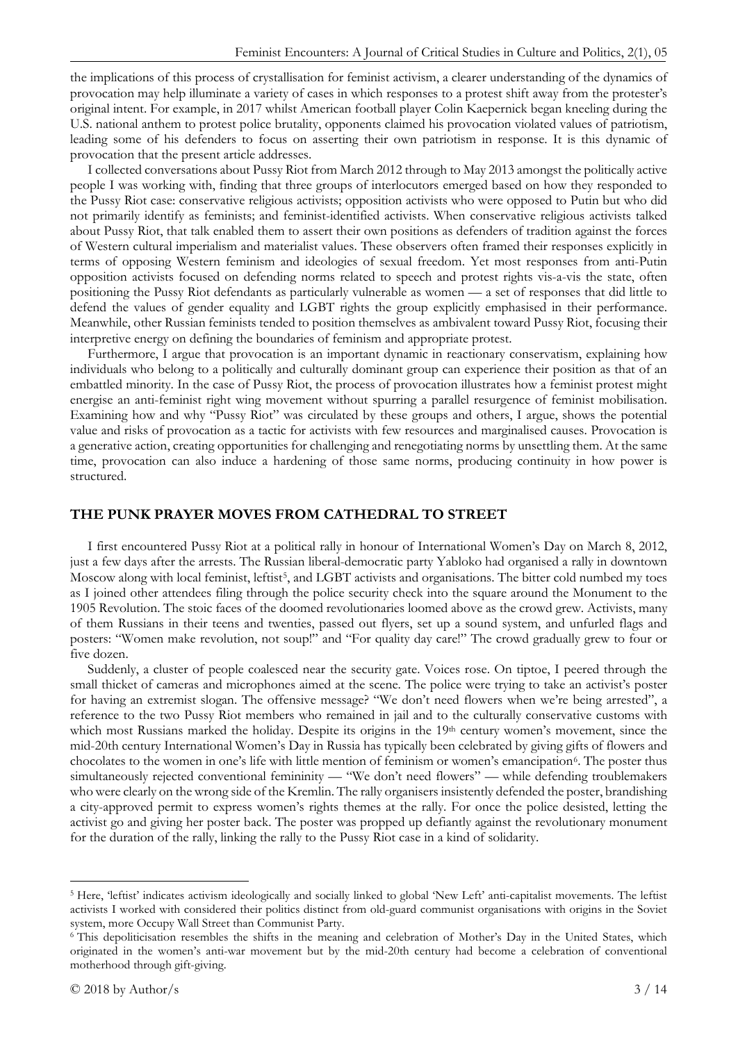the implications of this process of crystallisation for feminist activism, a clearer understanding of the dynamics of provocation may help illuminate a variety of cases in which responses to a protest shift away from the protester's original intent. For example, in 2017 whilst American football player Colin Kaepernick began kneeling during the U.S. national anthem to protest police brutality, opponents claimed his provocation violated values of patriotism, leading some of his defenders to focus on asserting their own patriotism in response. It is this dynamic of provocation that the present article addresses.

I collected conversations about Pussy Riot from March 2012 through to May 2013 amongst the politically active people I was working with, finding that three groups of interlocutors emerged based on how they responded to the Pussy Riot case: conservative religious activists; opposition activists who were opposed to Putin but who did not primarily identify as feminists; and feminist-identified activists. When conservative religious activists talked about Pussy Riot, that talk enabled them to assert their own positions as defenders of tradition against the forces of Western cultural imperialism and materialist values. These observers often framed their responses explicitly in terms of opposing Western feminism and ideologies of sexual freedom. Yet most responses from anti-Putin opposition activists focused on defending norms related to speech and protest rights vis-a-vis the state, often positioning the Pussy Riot defendants as particularly vulnerable as women — a set of responses that did little to defend the values of gender equality and LGBT rights the group explicitly emphasised in their performance. Meanwhile, other Russian feminists tended to position themselves as ambivalent toward Pussy Riot, focusing their interpretive energy on defining the boundaries of feminism and appropriate protest.

Furthermore, I argue that provocation is an important dynamic in reactionary conservatism, explaining how individuals who belong to a politically and culturally dominant group can experience their position as that of an embattled minority. In the case of Pussy Riot, the process of provocation illustrates how a feminist protest might energise an anti-feminist right wing movement without spurring a parallel resurgence of feminist mobilisation. Examining how and why "Pussy Riot" was circulated by these groups and others, I argue, shows the potential value and risks of provocation as a tactic for activists with few resources and marginalised causes. Provocation is a generative action, creating opportunities for challenging and renegotiating norms by unsettling them. At the same time, provocation can also induce a hardening of those same norms, producing continuity in how power is structured.

## THE PUNK PRAYER MOVES FROM CATHEDRAL TO STREET

I first encountered Pussy Riot at a political rally in honour of International Women's Day on March 8, 2012, just a few days after the arrests. The Russian liberal-democratic party Yabloko had organised a rally in downtown Moscow along with local feminist, leftist[5], and LGBT activists and organisations. The bitter cold numbed my toes as I joined other attendees filing through the police security check into the square around the Monument to the 1905 Revolution. The stoic faces of the doomed revolutionaries loomed above as the crowd grew. Activists, many of them Russians in their teens and twenties, passed out flyers, set up a sound system, and unfurled flags and posters: "Women make revolution, not soup!" and "For quality day care!" The crowd gradually grew to four or five dozen.

Suddenly, a cluster of people coalesced near the security gate. Voices rose. On tiptoe, I peered through the small thicket of cameras and microphones aimed at the scene. The police were trying to take an activist's poster for having an extremist slogan. The offensive message? "We don't need flowers when we're being arrested", a reference to the two Pussy Riot members who remained in jail and to the culturally conservative customs with which most Russians marked the holiday. Despite its origins in the 19th century women's movement, since the mid-20th century International Women's Day in Russia has typically been celebrated by giving gifts of flowers and chocolates to the women in one's life with little mention of feminism or women's emancipation[6]. The poster thus simultaneously rejected conventional femininity — "We don't need flowers" — while defending troublemakers who were clearly on the wrong side of the Kremlin. The rally organisers insistently defended the poster, brandishing a city-approved permit to express women's rights themes at the rally. For once the police desisted, letting the activist go and giving her poster back. The poster was propped up defiantly against the revolutionary monument for the duration of the rally, linking the rally to the Pussy Riot case in a kind of solidarity.

---

[5] Here, 'leftist' indicates activism ideologically and socially linked to global 'New Left' anti-capitalist movements. The leftist activists I worked with considered their politics distinct from old-guard communist organisations with origins in the Soviet system, more Occupy Wall Street than Communist Party.

[6] This depoliticisation resembles the shifts in the meaning and celebration of Mother's Day in the United States, which originated in the women's anti-war movement but by the mid-20th century had become a celebration of conventional motherhood through gift-giving.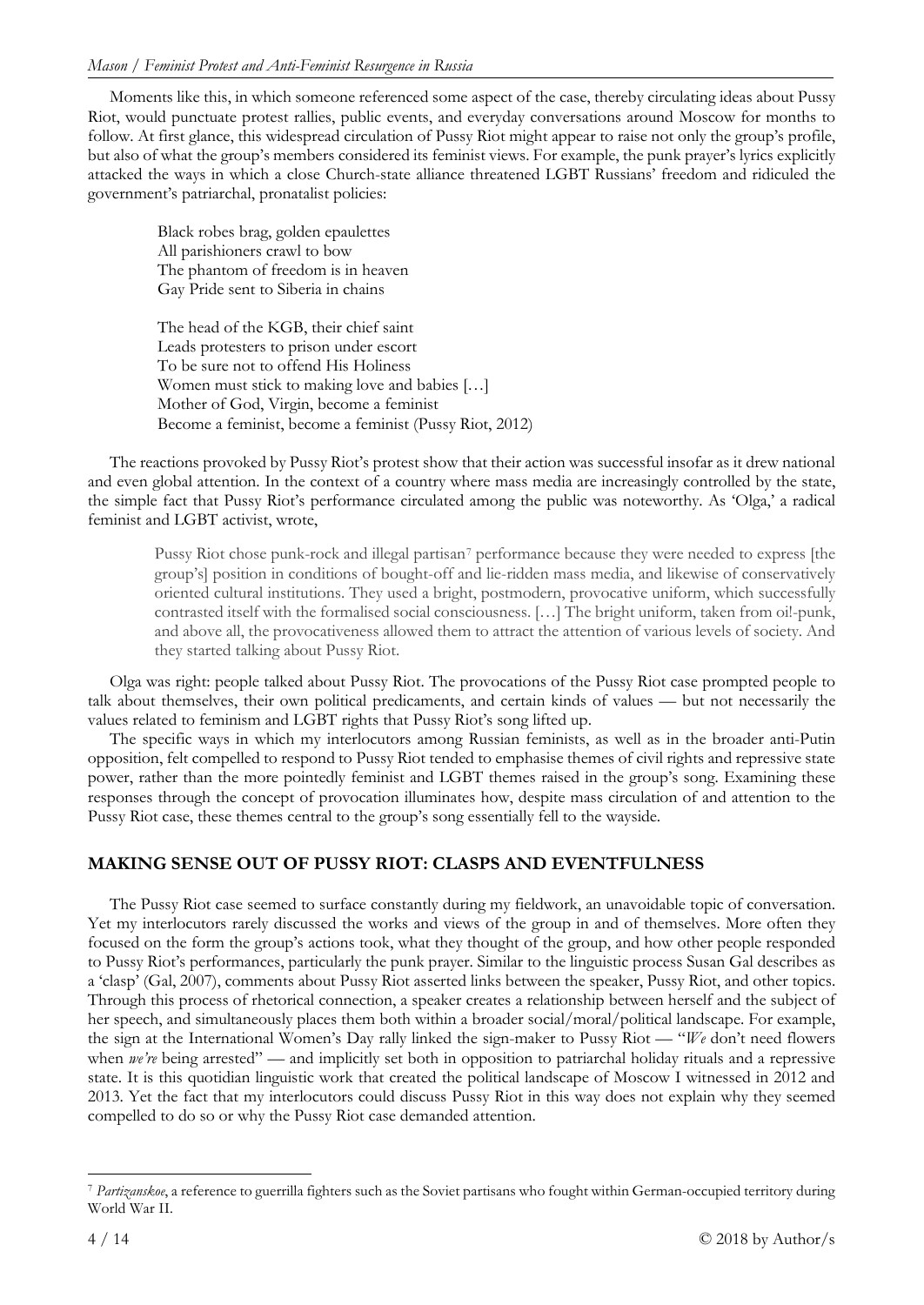Moments like this, in which someone referenced some aspect of the case, thereby circulating ideas about Pussy Riot, would punctuate protest rallies, public events, and everyday conversations around Moscow for months to follow. At first glance, this widespread circulation of Pussy Riot might appear to raise not only the group's profile, but also of what the group's members considered its feminist views. For example, the punk prayer's lyrics explicitly attacked the ways in which a close Church-state alliance threatened LGBT Russians' freedom and ridiculed the government's patriarchal, pronatalist policies:

> Black robes brag, golden epaulettes
> All parishioners crawl to bow
> The phantom of freedom is in heaven
> Gay Pride sent to Siberia in chains
>
> The head of the KGB, their chief saint
> Leads protesters to prison under escort
> To be sure not to offend His Holiness
> Women must stick to making love and babies […]
> Mother of God, Virgin, become a feminist
> Become a feminist, become a feminist (Pussy Riot, 2012)

The reactions provoked by Pussy Riot's protest show that their action was successful insofar as it drew national and even global attention. In the context of a country where mass media are increasingly controlled by the state, the simple fact that Pussy Riot's performance circulated among the public was noteworthy. As 'Olga,' a radical feminist and LGBT activist, wrote,

> Pussy Riot chose punk-rock and illegal partisan[7] performance because they were needed to express [the group's] position in conditions of bought-off and lie-ridden mass media, and likewise of conservatively oriented cultural institutions. They used a bright, postmodern, provocative uniform, which successfully contrasted itself with the formalised social consciousness. […] The bright uniform, taken from oi!-punk, and above all, the provocativeness allowed them to attract the attention of various levels of society. And they started talking about Pussy Riot.

Olga was right: people talked about Pussy Riot. The provocations of the Pussy Riot case prompted people to talk about themselves, their own political predicaments, and certain kinds of values — but not necessarily the values related to feminism and LGBT rights that Pussy Riot's song lifted up.

The specific ways in which my interlocutors among Russian feminists, as well as in the broader anti-Putin opposition, felt compelled to respond to Pussy Riot tended to emphasise themes of civil rights and repressive state power, rather than the more pointedly feminist and LGBT themes raised in the group's song. Examining these responses through the concept of provocation illuminates how, despite mass circulation of and attention to the Pussy Riot case, these themes central to the group's song essentially fell to the wayside.

## MAKING SENSE OUT OF PUSSY RIOT: CLASPS AND EVENTFULNESS

The Pussy Riot case seemed to surface constantly during my fieldwork, an unavoidable topic of conversation. Yet my interlocutors rarely discussed the works and views of the group in and of themselves. More often they focused on the form the group's actions took, what they thought of the group, and how other people responded to Pussy Riot's performances, particularly the punk prayer. Similar to the linguistic process Susan Gal describes as a 'clasp' (Gal, 2007), comments about Pussy Riot asserted links between the speaker, Pussy Riot, and other topics. Through this process of rhetorical connection, a speaker creates a relationship between herself and the subject of her speech, and simultaneously places them both within a broader social/moral/political landscape. For example, the sign at the International Women's Day rally linked the sign-maker to Pussy Riot — "*We* don't need flowers when *we're* being arrested" — and implicitly set both in opposition to patriarchal holiday rituals and a repressive state. It is this quotidian linguistic work that created the political landscape of Moscow I witnessed in 2012 and 2013. Yet the fact that my interlocutors could discuss Pussy Riot in this way does not explain why they seemed compelled to do so or why the Pussy Riot case demanded attention.

---

[7] *Partizanskoe*, a reference to guerrilla fighters such as the Soviet partisans who fought within German-occupied territory during World War II.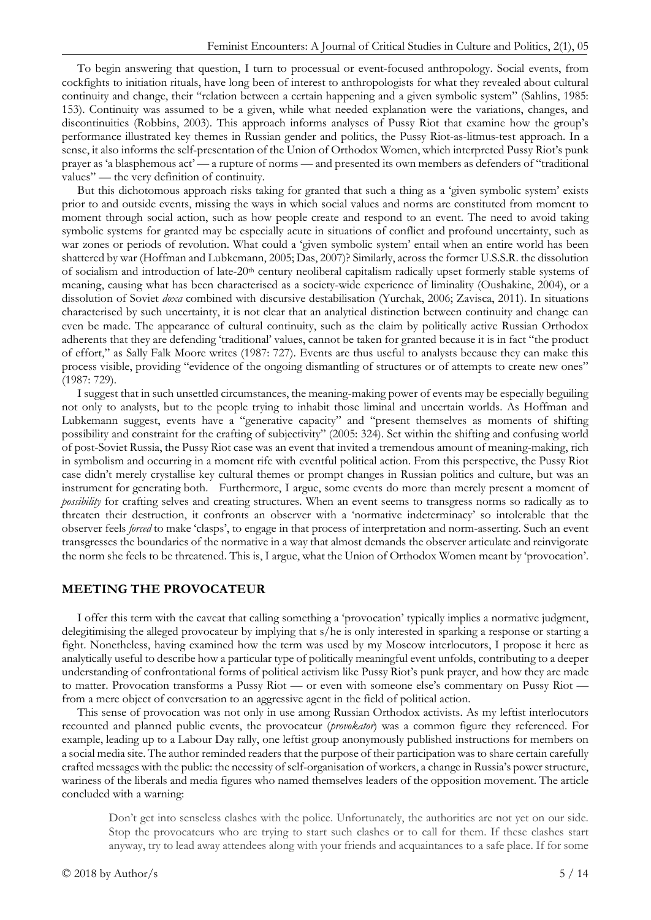To begin answering that question, I turn to processual or event-focused anthropology. Social events, from cockfights to initiation rituals, have long been of interest to anthropologists for what they revealed about cultural continuity and change, their "relation between a certain happening and a given symbolic system" (Sahlins, 1985: 153). Continuity was assumed to be a given, while what needed explanation were the variations, changes, and discontinuities (Robbins, 2003). This approach informs analyses of Pussy Riot that examine how the group's performance illustrated key themes in Russian gender and politics, the Pussy Riot-as-litmus-test approach. In a sense, it also informs the self-presentation of the Union of Orthodox Women, which interpreted Pussy Riot's punk prayer as 'a blasphemous act' — a rupture of norms — and presented its own members as defenders of "traditional values" — the very definition of continuity.

But this dichotomous approach risks taking for granted that such a thing as a 'given symbolic system' exists prior to and outside events, missing the ways in which social values and norms are constituted from moment to moment through social action, such as how people create and respond to an event. The need to avoid taking symbolic systems for granted may be especially acute in situations of conflict and profound uncertainty, such as war zones or periods of revolution. What could a 'given symbolic system' entail when an entire world has been shattered by war (Hoffman and Lubkemann, 2005; Das, 2007)? Similarly, across the former U.S.S.R. the dissolution of socialism and introduction of late-20th century neoliberal capitalism radically upset formerly stable systems of meaning, causing what has been characterised as a society-wide experience of liminality (Oushakine, 2004), or a dissolution of Soviet *doxa* combined with discursive destabilisation (Yurchak, 2006; Zavisca, 2011). In situations characterised by such uncertainty, it is not clear that an analytical distinction between continuity and change can even be made. The appearance of cultural continuity, such as the claim by politically active Russian Orthodox adherents that they are defending 'traditional' values, cannot be taken for granted because it is in fact "the product of effort," as Sally Falk Moore writes (1987: 727). Events are thus useful to analysts because they can make this process visible, providing "evidence of the ongoing dismantling of structures or of attempts to create new ones" (1987: 729).

I suggest that in such unsettled circumstances, the meaning-making power of events may be especially beguiling not only to analysts, but to the people trying to inhabit those liminal and uncertain worlds. As Hoffman and Lubkemann suggest, events have a "generative capacity" and "present themselves as moments of shifting possibility and constraint for the crafting of subjectivity" (2005: 324). Set within the shifting and confusing world of post-Soviet Russia, the Pussy Riot case was an event that invited a tremendous amount of meaning-making, rich in symbolism and occurring in a moment rife with eventful political action. From this perspective, the Pussy Riot case didn't merely crystallise key cultural themes or prompt changes in Russian politics and culture, but was an instrument for generating both. Furthermore, I argue, some events do more than merely present a moment of *possibility* for crafting selves and creating structures. When an event seems to transgress norms so radically as to threaten their destruction, it confronts an observer with a 'normative indeterminacy' so intolerable that the observer feels *forced* to make 'clasps', to engage in that process of interpretation and norm-asserting. Such an event transgresses the boundaries of the normative in a way that almost demands the observer articulate and reinvigorate the norm she feels to be threatened. This is, I argue, what the Union of Orthodox Women meant by 'provocation'.

## MEETING THE PROVOCATEUR

I offer this term with the caveat that calling something a 'provocation' typically implies a normative judgment, delegitimising the alleged provocateur by implying that s/he is only interested in sparking a response or starting a fight. Nonetheless, having examined how the term was used by my Moscow interlocutors, I propose it here as analytically useful to describe how a particular type of politically meaningful event unfolds, contributing to a deeper understanding of confrontational forms of political activism like Pussy Riot's punk prayer, and how they are made to matter. Provocation transforms a Pussy Riot — or even with someone else's commentary on Pussy Riot — from a mere object of conversation to an aggressive agent in the field of political action.

This sense of provocation was not only in use among Russian Orthodox activists. As my leftist interlocutors recounted and planned public events, the provocateur (*provokator*) was a common figure they referenced. For example, leading up to a Labour Day rally, one leftist group anonymously published instructions for members on a social media site. The author reminded readers that the purpose of their participation was to share certain carefully crafted messages with the public: the necessity of self-organisation of workers, a change in Russia's power structure, wariness of the liberals and media figures who named themselves leaders of the opposition movement. The article concluded with a warning:

> Don't get into senseless clashes with the police. Unfortunately, the authorities are not yet on our side. Stop the provocateurs who are trying to start such clashes or to call for them. If these clashes start anyway, try to lead away attendees along with your friends and acquaintances to a safe place. If for some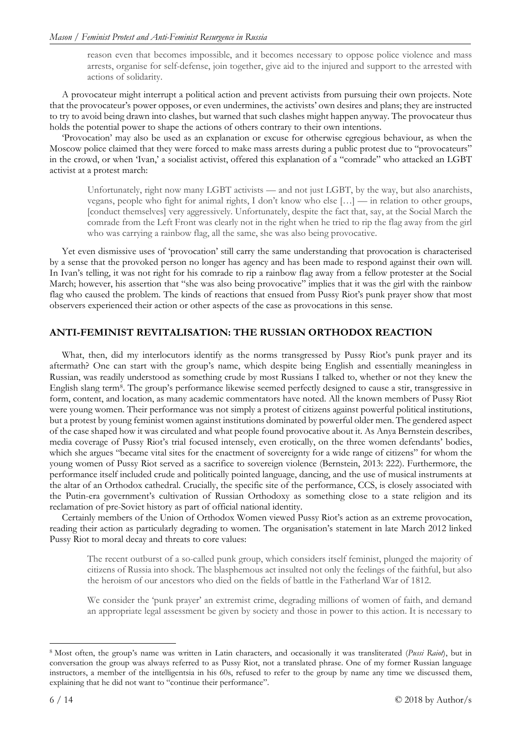reason even that becomes impossible, and it becomes necessary to oppose police violence and mass arrests, organise for self-defense, join together, give aid to the injured and support to the arrested with actions of solidarity.

A provocateur might interrupt a political action and prevent activists from pursuing their own projects. Note that the provocateur's power opposes, or even undermines, the activists' own desires and plans; they are instructed to try to avoid being drawn into clashes, but warned that such clashes might happen anyway. The provocateur thus holds the potential power to shape the actions of others contrary to their own intentions.

'Provocation' may also be used as an explanation or excuse for otherwise egregious behaviour, as when the Moscow police claimed that they were forced to make mass arrests during a public protest due to "provocateurs" in the crowd, or when 'Ivan,' a socialist activist, offered this explanation of a "comrade" who attacked an LGBT activist at a protest march:

> Unfortunately, right now many LGBT activists — and not just LGBT, by the way, but also anarchists, vegans, people who fight for animal rights, I don't know who else […] — in relation to other groups, [conduct themselves] very aggressively. Unfortunately, despite the fact that, say, at the Social March the comrade from the Left Front was clearly not in the right when he tried to rip the flag away from the girl who was carrying a rainbow flag, all the same, she was also being provocative.

Yet even dismissive uses of 'provocation' still carry the same understanding that provocation is characterised by a sense that the provoked person no longer has agency and has been made to respond against their own will. In Ivan's telling, it was not right for his comrade to rip a rainbow flag away from a fellow protester at the Social March; however, his assertion that "she was also being provocative" implies that it was the girl with the rainbow flag who caused the problem. The kinds of reactions that ensued from Pussy Riot's punk prayer show that most observers experienced their action or other aspects of the case as provocations in this sense.

## ANTI-FEMINIST REVITALISATION: THE RUSSIAN ORTHODOX REACTION

What, then, did my interlocutors identify as the norms transgressed by Pussy Riot's punk prayer and its aftermath? One can start with the group's name, which despite being English and essentially meaningless in Russian, was readily understood as something crude by most Russians I talked to, whether or not they knew the English slang term[8]. The group's performance likewise seemed perfectly designed to cause a stir, transgressive in form, content, and location, as many academic commentators have noted. All the known members of Pussy Riot were young women. Their performance was not simply a protest of citizens against powerful political institutions, but a protest by young feminist women against institutions dominated by powerful older men. The gendered aspect of the case shaped how it was circulated and what people found provocative about it. As Anya Bernstein describes, media coverage of Pussy Riot's trial focused intensely, even erotically, on the three women defendants' bodies, which she argues "became vital sites for the enactment of sovereignty for a wide range of citizens" for whom the young women of Pussy Riot served as a sacrifice to sovereign violence (Bernstein, 2013: 222). Furthermore, the performance itself included crude and politically pointed language, dancing, and the use of musical instruments at the altar of an Orthodox cathedral. Crucially, the specific site of the performance, CCS, is closely associated with the Putin-era government's cultivation of Russian Orthodoxy as something close to a state religion and its reclamation of pre-Soviet history as part of official national identity.

Certainly members of the Union of Orthodox Women viewed Pussy Riot's action as an extreme provocation, reading their action as particularly degrading to women. The organisation's statement in late March 2012 linked Pussy Riot to moral decay and threats to core values:

> The recent outburst of a so-called punk group, which considers itself feminist, plunged the majority of citizens of Russia into shock. The blasphemous act insulted not only the feelings of the faithful, but also the heroism of our ancestors who died on the fields of battle in the Fatherland War of 1812.
>
> We consider the 'punk prayer' an extremist crime, degrading millions of women of faith, and demand an appropriate legal assessment be given by society and those in power to this action. It is necessary to

[8] Most often, the group's name was written in Latin characters, and occasionally it was transliterated (*Pussi Raiot*), but in conversation the group was always referred to as Pussy Riot, not a translated phrase. One of my former Russian language instructors, a member of the intelligentsia in his 60s, refused to refer to the group by name any time we discussed them, explaining that he did not want to "continue their performance".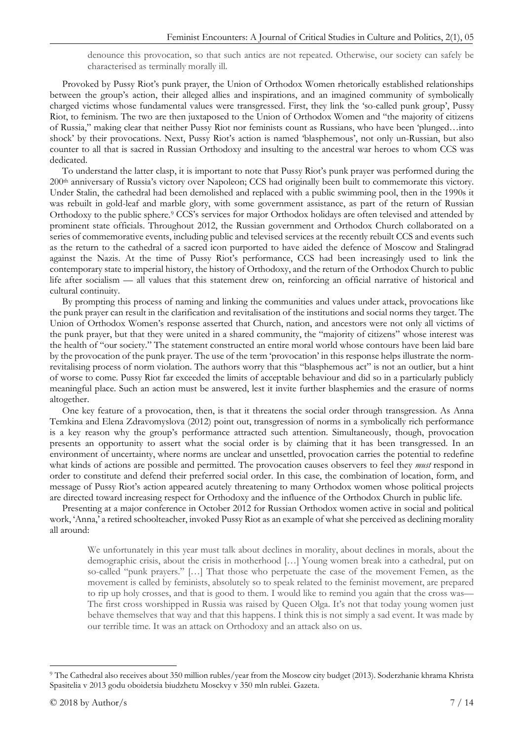> denounce this provocation, so that such antics are not repeated. Otherwise, our society can safely be characterised as terminally morally ill.

Provoked by Pussy Riot's punk prayer, the Union of Orthodox Women rhetorically established relationships between the group's action, their alleged allies and inspirations, and an imagined community of symbolically charged victims whose fundamental values were transgressed. First, they link the 'so-called punk group', Pussy Riot, to feminism. The two are then juxtaposed to the Union of Orthodox Women and "the majority of citizens of Russia," making clear that neither Pussy Riot nor feminists count as Russians, who have been 'plunged…into shock' by their provocations. Next, Pussy Riot's action is named 'blasphemous', not only un-Russian, but also counter to all that is sacred in Russian Orthodoxy and insulting to the ancestral war heroes to whom CCS was dedicated.

To understand the latter clasp, it is important to note that Pussy Riot's punk prayer was performed during the 200th anniversary of Russia's victory over Napoleon; CCS had originally been built to commemorate this victory. Under Stalin, the cathedral had been demolished and replaced with a public swimming pool, then in the 1990s it was rebuilt in gold-leaf and marble glory, with some government assistance, as part of the return of Russian Orthodoxy to the public sphere.[9] CCS's services for major Orthodox holidays are often televised and attended by prominent state officials. Throughout 2012, the Russian government and Orthodox Church collaborated on a series of commemorative events, including public and televised services at the recently rebuilt CCS and events such as the return to the cathedral of a sacred icon purported to have aided the defence of Moscow and Stalingrad against the Nazis. At the time of Pussy Riot's performance, CCS had been increasingly used to link the contemporary state to imperial history, the history of Orthodoxy, and the return of the Orthodox Church to public life after socialism — all values that this statement drew on, reinforcing an official narrative of historical and cultural continuity.

By prompting this process of naming and linking the communities and values under attack, provocations like the punk prayer can result in the clarification and revitalisation of the institutions and social norms they target. The Union of Orthodox Women's response asserted that Church, nation, and ancestors were not only all victims of the punk prayer, but that they were united in a shared community, the "majority of citizens" whose interest was the health of "our society." The statement constructed an entire moral world whose contours have been laid bare by the provocation of the punk prayer. The use of the term 'provocation' in this response helps illustrate the norm-revitalising process of norm violation. The authors worry that this "blasphemous act" is not an outlier, but a hint of worse to come. Pussy Riot far exceeded the limits of acceptable behaviour and did so in a particularly publicly meaningful place. Such an action must be answered, lest it invite further blasphemies and the erasure of norms altogether.

One key feature of a provocation, then, is that it threatens the social order through transgression. As Anna Temkina and Elena Zdravomyslova (2012) point out, transgression of norms in a symbolically rich performance is a key reason why the group's performance attracted such attention. Simultaneously, though, provocation presents an opportunity to assert what the social order is by claiming that it has been transgressed. In an environment of uncertainty, where norms are unclear and unsettled, provocation carries the potential to redefine what kinds of actions are possible and permitted. The provocation causes observers to feel they *must* respond in order to constitute and defend their preferred social order. In this case, the combination of location, form, and message of Pussy Riot's action appeared acutely threatening to many Orthodox women whose political projects are directed toward increasing respect for Orthodoxy and the influence of the Orthodox Church in public life.

Presenting at a major conference in October 2012 for Russian Orthodox women active in social and political work, 'Anna,' a retired schoolteacher, invoked Pussy Riot as an example of what she perceived as declining morality all around:

> We unfortunately in this year must talk about declines in morality, about declines in morals, about the demographic crisis, about the crisis in motherhood […] Young women break into a cathedral, put on so-called "punk prayers." […] That those who perpetuate the case of the movement Femen, as the movement is called by feminists, absolutely so to speak related to the feminist movement, are prepared to rip up holy crosses, and that is good to them. I would like to remind you again that the cross was— The first cross worshipped in Russia was raised by Queen Olga. It's not that today young women just behave themselves that way and that this happens. I think this is not simply a sad event. It was made by our terrible time. It was an attack on Orthodoxy and an attack also on us.

---

[9] The Cathedral also receives about 350 million rubles/year from the Moscow city budget (2013). Soderzhanie khrama Khrista Spasitelia v 2013 godu oboidetsia biudzhetu Mosckvy v 350 mln rublei. Gazeta.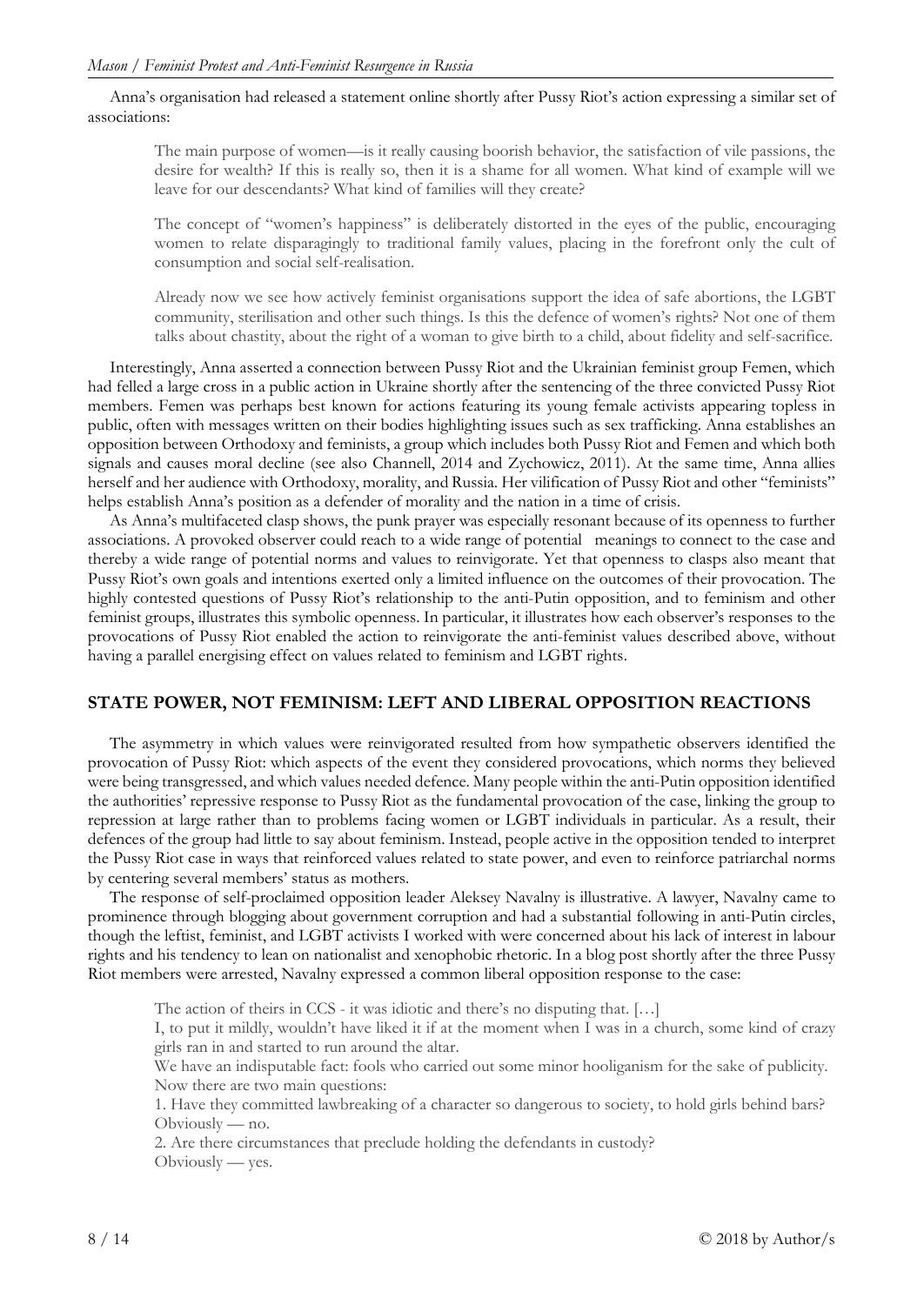Anna's organisation had released a statement online shortly after Pussy Riot's action expressing a similar set of associations:

> The main purpose of women—is it really causing boorish behavior, the satisfaction of vile passions, the desire for wealth? If this is really so, then it is a shame for all women. What kind of example will we leave for our descendants? What kind of families will they create?
>
> The concept of "women's happiness" is deliberately distorted in the eyes of the public, encouraging women to relate disparagingly to traditional family values, placing in the forefront only the cult of consumption and social self-realisation.
>
> Already now we see how actively feminist organisations support the idea of safe abortions, the LGBT community, sterilisation and other such things. Is this the defence of women's rights? Not one of them talks about chastity, about the right of a woman to give birth to a child, about fidelity and self-sacrifice.

Interestingly, Anna asserted a connection between Pussy Riot and the Ukrainian feminist group Femen, which had felled a large cross in a public action in Ukraine shortly after the sentencing of the three convicted Pussy Riot members. Femen was perhaps best known for actions featuring its young female activists appearing topless in public, often with messages written on their bodies highlighting issues such as sex trafficking. Anna establishes an opposition between Orthodoxy and feminists, a group which includes both Pussy Riot and Femen and which both signals and causes moral decline (see also Channell, 2014 and Zychowicz, 2011). At the same time, Anna allies herself and her audience with Orthodoxy, morality, and Russia. Her vilification of Pussy Riot and other "feminists" helps establish Anna's position as a defender of morality and the nation in a time of crisis.

As Anna's multifaceted clasp shows, the punk prayer was especially resonant because of its openness to further associations. A provoked observer could reach to a wide range of potential meanings to connect to the case and thereby a wide range of potential norms and values to reinvigorate. Yet that openness to clasps also meant that Pussy Riot's own goals and intentions exerted only a limited influence on the outcomes of their provocation. The highly contested questions of Pussy Riot's relationship to the anti-Putin opposition, and to feminism and other feminist groups, illustrates this symbolic openness. In particular, it illustrates how each observer's responses to the provocations of Pussy Riot enabled the action to reinvigorate the anti-feminist values described above, without having a parallel energising effect on values related to feminism and LGBT rights.

## STATE POWER, NOT FEMINISM: LEFT AND LIBERAL OPPOSITION REACTIONS

The asymmetry in which values were reinvigorated resulted from how sympathetic observers identified the provocation of Pussy Riot: which aspects of the event they considered provocations, which norms they believed were being transgressed, and which values needed defence. Many people within the anti-Putin opposition identified the authorities' repressive response to Pussy Riot as the fundamental provocation of the case, linking the group to repression at large rather than to problems facing women or LGBT individuals in particular. As a result, their defences of the group had little to say about feminism. Instead, people active in the opposition tended to interpret the Pussy Riot case in ways that reinforced values related to state power, and even to reinforce patriarchal norms by centering several members' status as mothers.

The response of self-proclaimed opposition leader Aleksey Navalny is illustrative. A lawyer, Navalny came to prominence through blogging about government corruption and had a substantial following in anti-Putin circles, though the leftist, feminist, and LGBT activists I worked with were concerned about his lack of interest in labour rights and his tendency to lean on nationalist and xenophobic rhetoric. In a blog post shortly after the three Pussy Riot members were arrested, Navalny expressed a common liberal opposition response to the case:

> The action of theirs in CCS - it was idiotic and there's no disputing that. […]
> I, to put it mildly, wouldn't have liked it if at the moment when I was in a church, some kind of crazy girls ran in and started to run around the altar.
> We have an indisputable fact: fools who carried out some minor hooliganism for the sake of publicity.
> Now there are two main questions:
> 1. Have they committed lawbreaking of a character so dangerous to society, to hold girls behind bars? Obviously — no.
> 2. Are there circumstances that preclude holding the defendants in custody?
> Obviously — yes.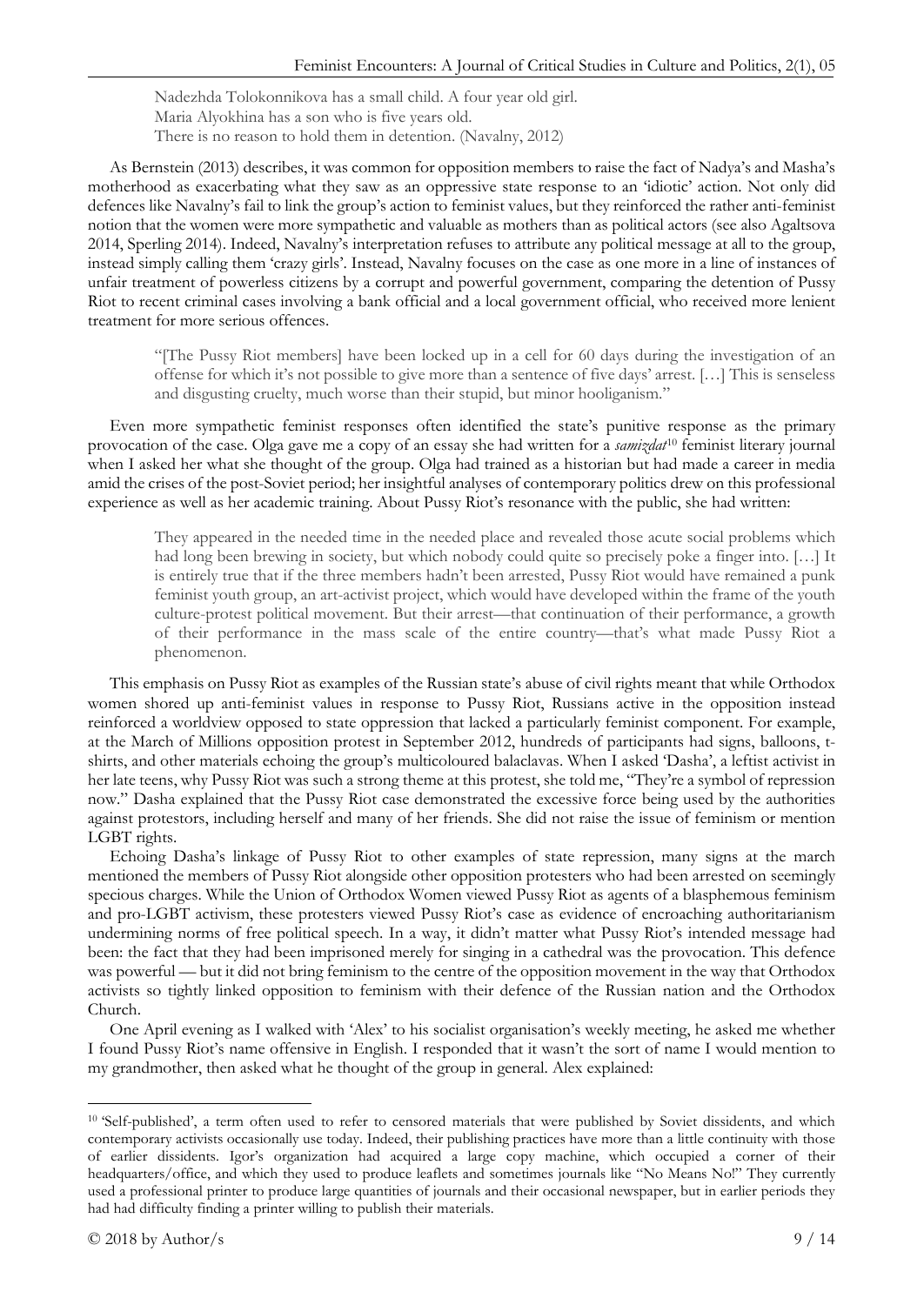> Nadezhda Tolokonnikova has a small child. A four year old girl.
> Maria Alyokhina has a son who is five years old.
> There is no reason to hold them in detention. (Navalny, 2012)

As Bernstein (2013) describes, it was common for opposition members to raise the fact of Nadya's and Masha's motherhood as exacerbating what they saw as an oppressive state response to an 'idiotic' action. Not only did defences like Navalny's fail to link the group's action to feminist values, but they reinforced the rather anti-feminist notion that the women were more sympathetic and valuable as mothers than as political actors (see also Agaltsova 2014, Sperling 2014). Indeed, Navalny's interpretation refuses to attribute any political message at all to the group, instead simply calling them 'crazy girls'. Instead, Navalny focuses on the case as one more in a line of instances of unfair treatment of powerless citizens by a corrupt and powerful government, comparing the detention of Pussy Riot to recent criminal cases involving a bank official and a local government official, who received more lenient treatment for more serious offences.

> "[The Pussy Riot members] have been locked up in a cell for 60 days during the investigation of an offense for which it's not possible to give more than a sentence of five days' arrest. […] This is senseless and disgusting cruelty, much worse than their stupid, but minor hooliganism."

Even more sympathetic feminist responses often identified the state's punitive response as the primary provocation of the case. Olga gave me a copy of an essay she had written for a *samizdat*[10] feminist literary journal when I asked her what she thought of the group. Olga had trained as a historian but had made a career in media amid the crises of the post-Soviet period; her insightful analyses of contemporary politics drew on this professional experience as well as her academic training. About Pussy Riot's resonance with the public, she had written:

> They appeared in the needed time in the needed place and revealed those acute social problems which had long been brewing in society, but which nobody could quite so precisely poke a finger into. […] It is entirely true that if the three members hadn't been arrested, Pussy Riot would have remained a punk feminist youth group, an art-activist project, which would have developed within the frame of the youth culture-protest political movement. But their arrest—that continuation of their performance, a growth of their performance in the mass scale of the entire country—that's what made Pussy Riot a phenomenon.

This emphasis on Pussy Riot as examples of the Russian state's abuse of civil rights meant that while Orthodox women shored up anti-feminist values in response to Pussy Riot, Russians active in the opposition instead reinforced a worldview opposed to state oppression that lacked a particularly feminist component. For example, at the March of Millions opposition protest in September 2012, hundreds of participants had signs, balloons, t-shirts, and other materials echoing the group's multicoloured balaclavas. When I asked 'Dasha', a leftist activist in her late teens, why Pussy Riot was such a strong theme at this protest, she told me, "They're a symbol of repression now." Dasha explained that the Pussy Riot case demonstrated the excessive force being used by the authorities against protestors, including herself and many of her friends. She did not raise the issue of feminism or mention LGBT rights.

Echoing Dasha's linkage of Pussy Riot to other examples of state repression, many signs at the march mentioned the members of Pussy Riot alongside other opposition protesters who had been arrested on seemingly specious charges. While the Union of Orthodox Women viewed Pussy Riot as agents of a blasphemous feminism and pro-LGBT activism, these protesters viewed Pussy Riot's case as evidence of encroaching authoritarianism undermining norms of free political speech. In a way, it didn't matter what Pussy Riot's intended message had been: the fact that they had been imprisoned merely for singing in a cathedral was the provocation. This defence was powerful — but it did not bring feminism to the centre of the opposition movement in the way that Orthodox activists so tightly linked opposition to feminism with their defence of the Russian nation and the Orthodox Church.

One April evening as I walked with 'Alex' to his socialist organisation's weekly meeting, he asked me whether I found Pussy Riot's name offensive in English. I responded that it wasn't the sort of name I would mention to my grandmother, then asked what he thought of the group in general. Alex explained:

---

[10] 'Self-published', a term often used to refer to censored materials that were published by Soviet dissidents, and which contemporary activists occasionally use today. Indeed, their publishing practices have more than a little continuity with those of earlier dissidents. Igor's organization had acquired a large copy machine, which occupied a corner of their headquarters/office, and which they used to produce leaflets and sometimes journals like "No Means No!" They currently used a professional printer to produce large quantities of journals and their occasional newspaper, but in earlier periods they had had difficulty finding a printer willing to publish their materials.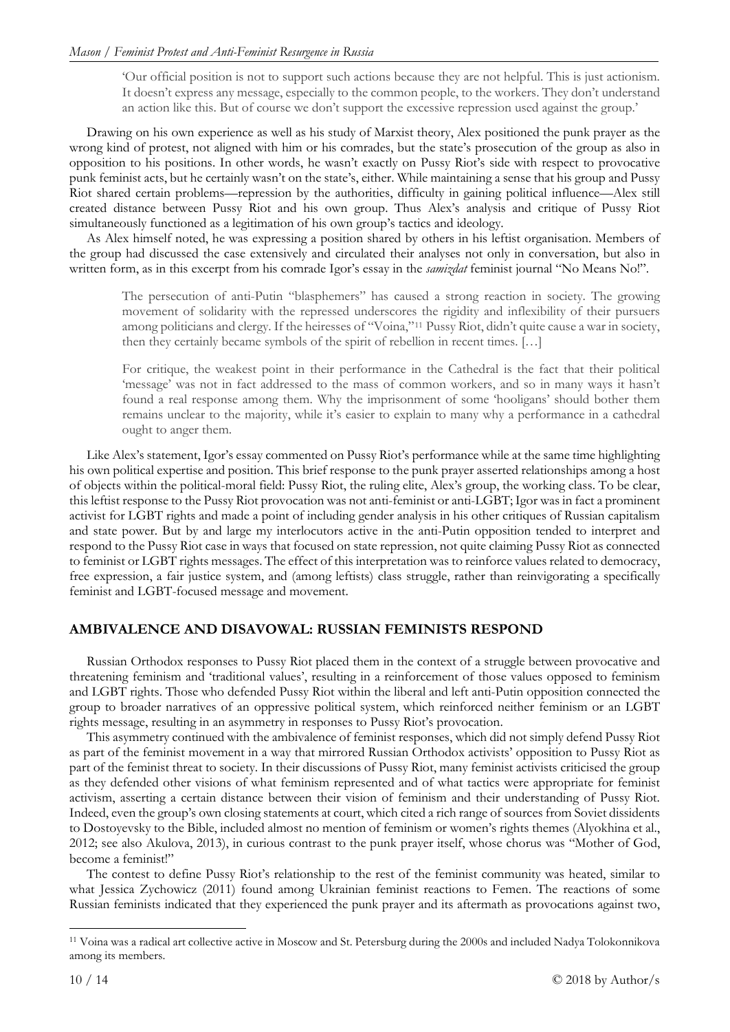> 'Our official position is not to support such actions because they are not helpful. This is just actionism. It doesn't express any message, especially to the common people, to the workers. They don't understand an action like this. But of course we don't support the excessive repression used against the group.'

Drawing on his own experience as well as his study of Marxist theory, Alex positioned the punk prayer as the wrong kind of protest, not aligned with him or his comrades, but the state's prosecution of the group as also in opposition to his positions. In other words, he wasn't exactly on Pussy Riot's side with respect to provocative punk feminist acts, but he certainly wasn't on the state's, either. While maintaining a sense that his group and Pussy Riot shared certain problems—repression by the authorities, difficulty in gaining political influence—Alex still created distance between Pussy Riot and his own group. Thus Alex's analysis and critique of Pussy Riot simultaneously functioned as a legitimation of his own group's tactics and ideology.

As Alex himself noted, he was expressing a position shared by others in his leftist organisation. Members of the group had discussed the case extensively and circulated their analyses not only in conversation, but also in written form, as in this excerpt from his comrade Igor's essay in the *samizdat* feminist journal "No Means No!".

> The persecution of anti-Putin "blasphemers" has caused a strong reaction in society. The growing movement of solidarity with the repressed underscores the rigidity and inflexibility of their pursuers among politicians and clergy. If the heiresses of "Voina,"[11] Pussy Riot, didn't quite cause a war in society, then they certainly became symbols of the spirit of rebellion in recent times. […]
>
> For critique, the weakest point in their performance in the Cathedral is the fact that their political 'message' was not in fact addressed to the mass of common workers, and so in many ways it hasn't found a real response among them. Why the imprisonment of some 'hooligans' should bother them remains unclear to the majority, while it's easier to explain to many why a performance in a cathedral ought to anger them.

Like Alex's statement, Igor's essay commented on Pussy Riot's performance while at the same time highlighting his own political expertise and position. This brief response to the punk prayer asserted relationships among a host of objects within the political-moral field: Pussy Riot, the ruling elite, Alex's group, the working class. To be clear, this leftist response to the Pussy Riot provocation was not anti-feminist or anti-LGBT; Igor was in fact a prominent activist for LGBT rights and made a point of including gender analysis in his other critiques of Russian capitalism and state power. But by and large my interlocutors active in the anti-Putin opposition tended to interpret and respond to the Pussy Riot case in ways that focused on state repression, not quite claiming Pussy Riot as connected to feminist or LGBT rights messages. The effect of this interpretation was to reinforce values related to democracy, free expression, a fair justice system, and (among leftists) class struggle, rather than reinvigorating a specifically feminist and LGBT-focused message and movement.

## AMBIVALENCE AND DISAVOWAL: RUSSIAN FEMINISTS RESPOND

Russian Orthodox responses to Pussy Riot placed them in the context of a struggle between provocative and threatening feminism and 'traditional values', resulting in a reinforcement of those values opposed to feminism and LGBT rights. Those who defended Pussy Riot within the liberal and left anti-Putin opposition connected the group to broader narratives of an oppressive political system, which reinforced neither feminism or an LGBT rights message, resulting in an asymmetry in responses to Pussy Riot's provocation.

This asymmetry continued with the ambivalence of feminist responses, which did not simply defend Pussy Riot as part of the feminist movement in a way that mirrored Russian Orthodox activists' opposition to Pussy Riot as part of the feminist threat to society. In their discussions of Pussy Riot, many feminist activists criticised the group as they defended other visions of what feminism represented and of what tactics were appropriate for feminist activism, asserting a certain distance between their vision of feminism and their understanding of Pussy Riot. Indeed, even the group's own closing statements at court, which cited a rich range of sources from Soviet dissidents to Dostoyevsky to the Bible, included almost no mention of feminism or women's rights themes (Alyokhina et al., 2012; see also Akulova, 2013), in curious contrast to the punk prayer itself, whose chorus was "Mother of God, become a feminist!"

The contest to define Pussy Riot's relationship to the rest of the feminist community was heated, similar to what Jessica Zychowicz (2011) found among Ukrainian feminist reactions to Femen. The reactions of some Russian feminists indicated that they experienced the punk prayer and its aftermath as provocations against two,

[11] Voina was a radical art collective active in Moscow and St. Petersburg during the 2000s and included Nadya Tolokonnikova among its members.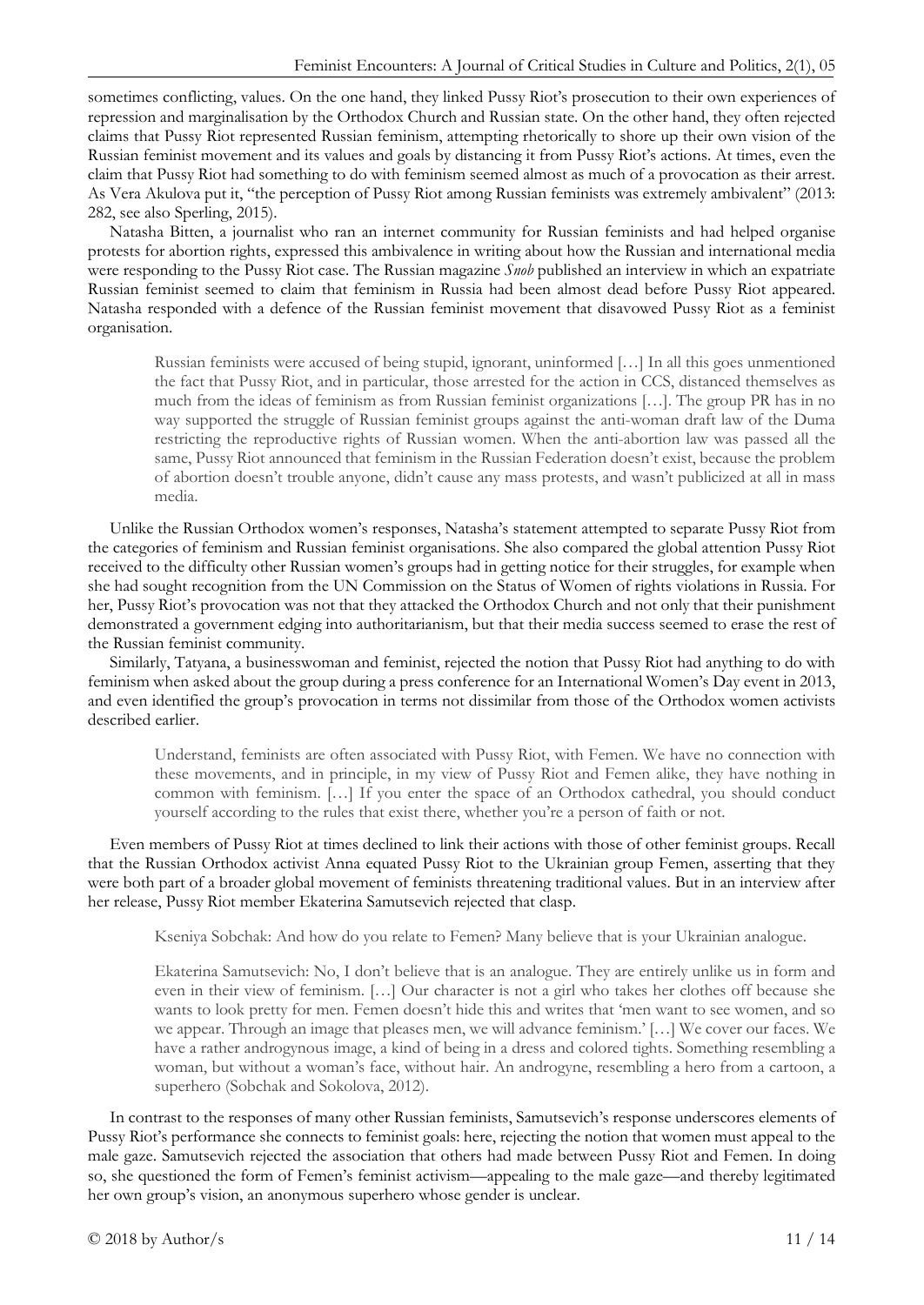sometimes conflicting, values. On the one hand, they linked Pussy Riot's prosecution to their own experiences of repression and marginalisation by the Orthodox Church and Russian state. On the other hand, they often rejected claims that Pussy Riot represented Russian feminism, attempting rhetorically to shore up their own vision of the Russian feminist movement and its values and goals by distancing it from Pussy Riot's actions. At times, even the claim that Pussy Riot had something to do with feminism seemed almost as much of a provocation as their arrest. As Vera Akulova put it, "the perception of Pussy Riot among Russian feminists was extremely ambivalent" (2013: 282, see also Sperling, 2015).

Natasha Bitten, a journalist who ran an internet community for Russian feminists and had helped organise protests for abortion rights, expressed this ambivalence in writing about how the Russian and international media were responding to the Pussy Riot case. The Russian magazine *Snob* published an interview in which an expatriate Russian feminist seemed to claim that feminism in Russia had been almost dead before Pussy Riot appeared. Natasha responded with a defence of the Russian feminist movement that disavowed Pussy Riot as a feminist organisation.

> Russian feminists were accused of being stupid, ignorant, uninformed […] In all this goes unmentioned the fact that Pussy Riot, and in particular, those arrested for the action in CCS, distanced themselves as much from the ideas of feminism as from Russian feminist organizations […]. The group PR has in no way supported the struggle of Russian feminist groups against the anti-woman draft law of the Duma restricting the reproductive rights of Russian women. When the anti-abortion law was passed all the same, Pussy Riot announced that feminism in the Russian Federation doesn't exist, because the problem of abortion doesn't trouble anyone, didn't cause any mass protests, and wasn't publicized at all in mass media.

Unlike the Russian Orthodox women's responses, Natasha's statement attempted to separate Pussy Riot from the categories of feminism and Russian feminist organisations. She also compared the global attention Pussy Riot received to the difficulty other Russian women's groups had in getting notice for their struggles, for example when she had sought recognition from the UN Commission on the Status of Women of rights violations in Russia. For her, Pussy Riot's provocation was not that they attacked the Orthodox Church and not only that their punishment demonstrated a government edging into authoritarianism, but that their media success seemed to erase the rest of the Russian feminist community.

Similarly, Tatyana, a businesswoman and feminist, rejected the notion that Pussy Riot had anything to do with feminism when asked about the group during a press conference for an International Women's Day event in 2013, and even identified the group's provocation in terms not dissimilar from those of the Orthodox women activists described earlier.

> Understand, feminists are often associated with Pussy Riot, with Femen. We have no connection with these movements, and in principle, in my view of Pussy Riot and Femen alike, they have nothing in common with feminism. […] If you enter the space of an Orthodox cathedral, you should conduct yourself according to the rules that exist there, whether you're a person of faith or not.

Even members of Pussy Riot at times declined to link their actions with those of other feminist groups. Recall that the Russian Orthodox activist Anna equated Pussy Riot to the Ukrainian group Femen, asserting that they were both part of a broader global movement of feminists threatening traditional values. But in an interview after her release, Pussy Riot member Ekaterina Samutsevich rejected that clasp.

> Kseniya Sobchak: And how do you relate to Femen? Many believe that is your Ukrainian analogue.
>
> Ekaterina Samutsevich: No, I don't believe that is an analogue. They are entirely unlike us in form and even in their view of feminism. […] Our character is not a girl who takes her clothes off because she wants to look pretty for men. Femen doesn't hide this and writes that 'men want to see women, and so we appear. Through an image that pleases men, we will advance feminism.' […] We cover our faces. We have a rather androgynous image, a kind of being in a dress and colored tights. Something resembling a woman, but without a woman's face, without hair. An androgyne, resembling a hero from a cartoon, a superhero (Sobchak and Sokolova, 2012).

In contrast to the responses of many other Russian feminists, Samutsevich's response underscores elements of Pussy Riot's performance she connects to feminist goals: here, rejecting the notion that women must appeal to the male gaze. Samutsevich rejected the association that others had made between Pussy Riot and Femen. In doing so, she questioned the form of Femen's feminist activism—appealing to the male gaze—and thereby legitimated her own group's vision, an anonymous superhero whose gender is unclear.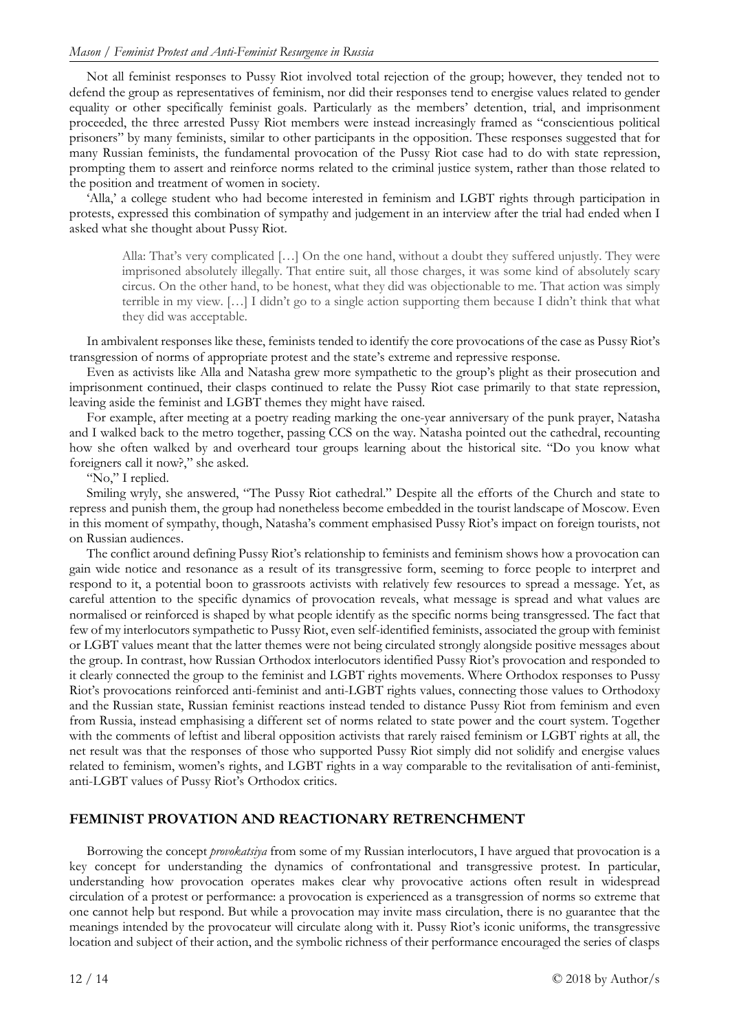Not all feminist responses to Pussy Riot involved total rejection of the group; however, they tended not to defend the group as representatives of feminism, nor did their responses tend to energise values related to gender equality or other specifically feminist goals. Particularly as the members' detention, trial, and imprisonment proceeded, the three arrested Pussy Riot members were instead increasingly framed as "conscientious political prisoners" by many feminists, similar to other participants in the opposition. These responses suggested that for many Russian feminists, the fundamental provocation of the Pussy Riot case had to do with state repression, prompting them to assert and reinforce norms related to the criminal justice system, rather than those related to the position and treatment of women in society.

'Alla,' a college student who had become interested in feminism and LGBT rights through participation in protests, expressed this combination of sympathy and judgement in an interview after the trial had ended when I asked what she thought about Pussy Riot.

> Alla: That's very complicated […] On the one hand, without a doubt they suffered unjustly. They were imprisoned absolutely illegally. That entire suit, all those charges, it was some kind of absolutely scary circus. On the other hand, to be honest, what they did was objectionable to me. That action was simply terrible in my view. […] I didn't go to a single action supporting them because I didn't think that what they did was acceptable.

In ambivalent responses like these, feminists tended to identify the core provocations of the case as Pussy Riot's transgression of norms of appropriate protest and the state's extreme and repressive response.

Even as activists like Alla and Natasha grew more sympathetic to the group's plight as their prosecution and imprisonment continued, their clasps continued to relate the Pussy Riot case primarily to that state repression, leaving aside the feminist and LGBT themes they might have raised.

For example, after meeting at a poetry reading marking the one-year anniversary of the punk prayer, Natasha and I walked back to the metro together, passing CCS on the way. Natasha pointed out the cathedral, recounting how she often walked by and overheard tour groups learning about the historical site. "Do you know what foreigners call it now?," she asked.

"No," I replied.

Smiling wryly, she answered, "The Pussy Riot cathedral." Despite all the efforts of the Church and state to repress and punish them, the group had nonetheless become embedded in the tourist landscape of Moscow. Even in this moment of sympathy, though, Natasha's comment emphasised Pussy Riot's impact on foreign tourists, not on Russian audiences.

The conflict around defining Pussy Riot's relationship to feminists and feminism shows how a provocation can gain wide notice and resonance as a result of its transgressive form, seeming to force people to interpret and respond to it, a potential boon to grassroots activists with relatively few resources to spread a message. Yet, as careful attention to the specific dynamics of provocation reveals, what message is spread and what values are normalised or reinforced is shaped by what people identify as the specific norms being transgressed. The fact that few of my interlocutors sympathetic to Pussy Riot, even self-identified feminists, associated the group with feminist or LGBT values meant that the latter themes were not being circulated strongly alongside positive messages about the group. In contrast, how Russian Orthodox interlocutors identified Pussy Riot's provocation and responded to it clearly connected the group to the feminist and LGBT rights movements. Where Orthodox responses to Pussy Riot's provocations reinforced anti-feminist and anti-LGBT rights values, connecting those values to Orthodoxy and the Russian state, Russian feminist reactions instead tended to distance Pussy Riot from feminism and even from Russia, instead emphasising a different set of norms related to state power and the court system. Together with the comments of leftist and liberal opposition activists that rarely raised feminism or LGBT rights at all, the net result was that the responses of those who supported Pussy Riot simply did not solidify and energise values related to feminism, women's rights, and LGBT rights in a way comparable to the revitalisation of anti-feminist, anti-LGBT values of Pussy Riot's Orthodox critics.

## FEMINIST PROVATION AND REACTIONARY RETRENCHMENT

Borrowing the concept *provokatsiya* from some of my Russian interlocutors, I have argued that provocation is a key concept for understanding the dynamics of confrontational and transgressive protest. In particular, understanding how provocation operates makes clear why provocative actions often result in widespread circulation of a protest or performance: a provocation is experienced as a transgression of norms so extreme that one cannot help but respond. But while a provocation may invite mass circulation, there is no guarantee that the meanings intended by the provocateur will circulate along with it. Pussy Riot's iconic uniforms, the transgressive location and subject of their action, and the symbolic richness of their performance encouraged the series of clasps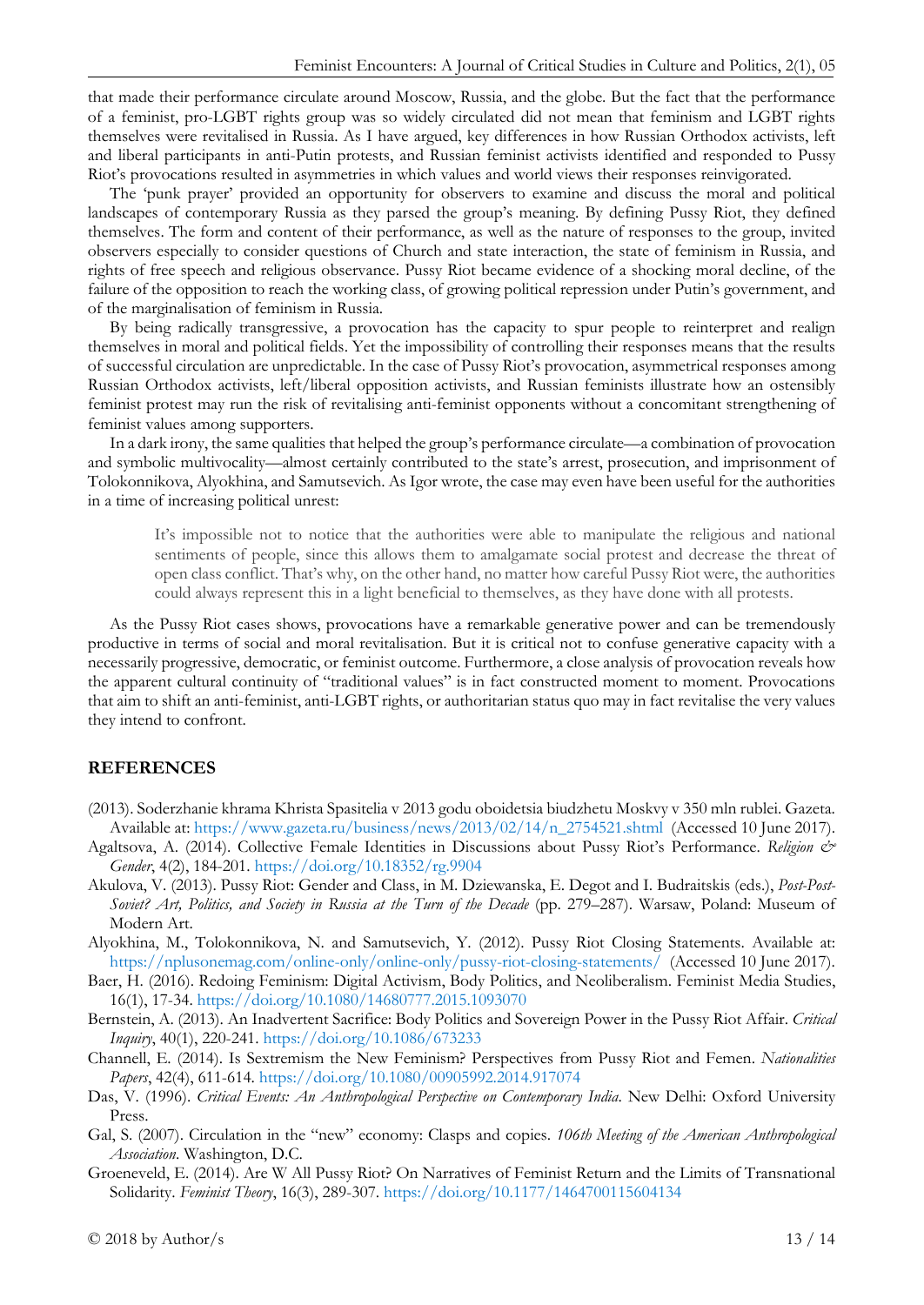that made their performance circulate around Moscow, Russia, and the globe. But the fact that the performance of a feminist, pro-LGBT rights group was so widely circulated did not mean that feminism and LGBT rights themselves were revitalised in Russia. As I have argued, key differences in how Russian Orthodox activists, left and liberal participants in anti-Putin protests, and Russian feminist activists identified and responded to Pussy Riot's provocations resulted in asymmetries in which values and world views their responses reinvigorated.

The 'punk prayer' provided an opportunity for observers to examine and discuss the moral and political landscapes of contemporary Russia as they parsed the group's meaning. By defining Pussy Riot, they defined themselves. The form and content of their performance, as well as the nature of responses to the group, invited observers especially to consider questions of Church and state interaction, the state of feminism in Russia, and rights of free speech and religious observance. Pussy Riot became evidence of a shocking moral decline, of the failure of the opposition to reach the working class, of growing political repression under Putin's government, and of the marginalisation of feminism in Russia.

By being radically transgressive, a provocation has the capacity to spur people to reinterpret and realign themselves in moral and political fields. Yet the impossibility of controlling their responses means that the results of successful circulation are unpredictable. In the case of Pussy Riot's provocation, asymmetrical responses among Russian Orthodox activists, left/liberal opposition activists, and Russian feminists illustrate how an ostensibly feminist protest may run the risk of revitalising anti-feminist opponents without a concomitant strengthening of feminist values among supporters.

In a dark irony, the same qualities that helped the group's performance circulate—a combination of provocation and symbolic multivocality—almost certainly contributed to the state's arrest, prosecution, and imprisonment of Tolokonnikova, Alyokhina, and Samutsevich. As Igor wrote, the case may even have been useful for the authorities in a time of increasing political unrest:

> It's impossible not to notice that the authorities were able to manipulate the religious and national sentiments of people, since this allows them to amalgamate social protest and decrease the threat of open class conflict. That's why, on the other hand, no matter how careful Pussy Riot were, the authorities could always represent this in a light beneficial to themselves, as they have done with all protests.

As the Pussy Riot cases shows, provocations have a remarkable generative power and can be tremendously productive in terms of social and moral revitalisation. But it is critical not to confuse generative capacity with a necessarily progressive, democratic, or feminist outcome. Furthermore, a close analysis of provocation reveals how the apparent cultural continuity of "traditional values" is in fact constructed moment to moment. Provocations that aim to shift an anti-feminist, anti-LGBT rights, or authoritarian status quo may in fact revitalise the very values they intend to confront.

## REFERENCES

(2013). Soderzhanie khrama Khrista Spasitelia v 2013 godu oboidetsia biudzhetu Moskvy v 350 mln rublei. Gazeta. Available at: https://www.gazeta.ru/business/news/2013/02/14/n_2754521.shtml (Accessed 10 June 2017).

Agaltsova, A. (2014). Collective Female Identities in Discussions about Pussy Riot's Performance. *Religion & Gender*, 4(2), 184-201. https://doi.org/10.18352/rg.9904

Akulova, V. (2013). Pussy Riot: Gender and Class, in M. Dziewanska, E. Degot and I. Budraitskis (eds.), *Post-Post-Soviet? Art, Politics, and Society in Russia at the Turn of the Decade* (pp. 279–287). Warsaw, Poland: Museum of Modern Art.

Alyokhina, M., Tolokonnikova, N. and Samutsevich, Y. (2012). Pussy Riot Closing Statements. Available at: https://nplusonemag.com/online-only/online-only/pussy-riot-closing-statements/ (Accessed 10 June 2017).

Baer, H. (2016). Redoing Feminism: Digital Activism, Body Politics, and Neoliberalism. Feminist Media Studies, 16(1), 17-34. https://doi.org/10.1080/14680777.2015.1093070

Bernstein, A. (2013). An Inadvertent Sacrifice: Body Politics and Sovereign Power in the Pussy Riot Affair. *Critical Inquiry*, 40(1), 220-241. https://doi.org/10.1086/673233

Channell, E. (2014). Is Sextremism the New Feminism? Perspectives from Pussy Riot and Femen. *Nationalities Papers*, 42(4), 611-614. https://doi.org/10.1080/00905992.2014.917074

Das, V. (1996). *Critical Events: An Anthropological Perspective on Contemporary India*. New Delhi: Oxford University Press.

Gal, S. (2007). Circulation in the "new" economy: Clasps and copies. *106th Meeting of the American Anthropological Association*. Washington, D.C.

Groeneveld, E. (2014). Are W All Pussy Riot? On Narratives of Feminist Return and the Limits of Transnational Solidarity. *Feminist Theory*, 16(3), 289-307. https://doi.org/10.1177/1464700115604134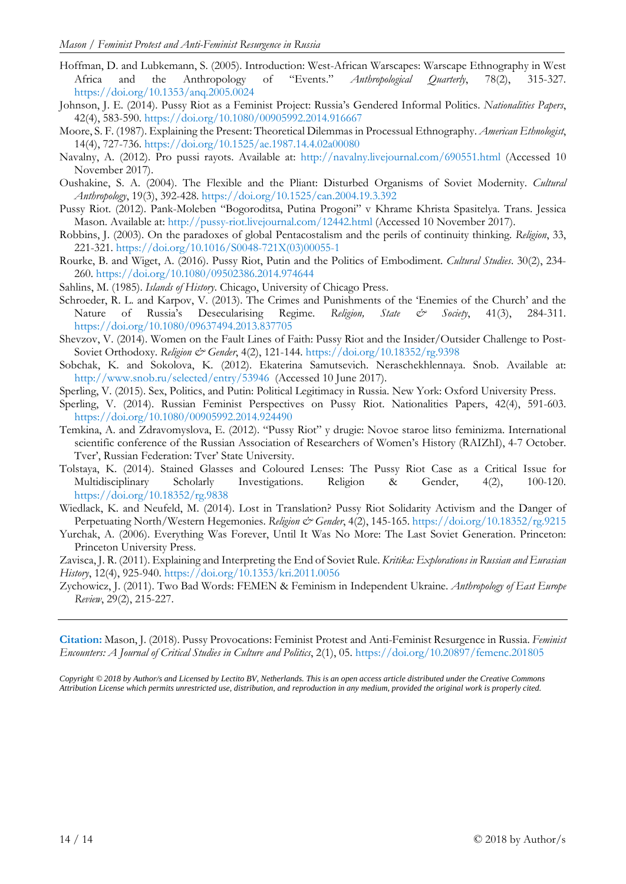Hoffman, D. and Lubkemann, S. (2005). Introduction: West-African Warscapes: Warscape Ethnography in West Africa and the Anthropology of "Events." *Anthropological Quarterly*, 78(2), 315-327. https://doi.org/10.1353/anq.2005.0024

Johnson, J. E. (2014). Pussy Riot as a Feminist Project: Russia's Gendered Informal Politics. *Nationalities Papers*, 42(4), 583-590. https://doi.org/10.1080/00905992.2014.916667

Moore, S. F. (1987). Explaining the Present: Theoretical Dilemmas in Processual Ethnography. *American Ethnologist*, 14(4), 727-736. https://doi.org/10.1525/ae.1987.14.4.02a00080

Navalny, A. (2012). Pro pussi rayots. Available at: http://navalny.livejournal.com/690551.html (Accessed 10 November 2017).

Oushakine, S. A. (2004). The Flexible and the Pliant: Disturbed Organisms of Soviet Modernity. *Cultural Anthropology*, 19(3), 392-428. https://doi.org/10.1525/can.2004.19.3.392

Pussy Riot. (2012). Pank-Moleben "Bogoroditsa, Putina Progoni" v Khrame Khrista Spasitelya. Trans. Jessica Mason. Available at: http://pussy-riot.livejournal.com/12442.html (Accessed 10 November 2017).

Robbins, J. (2003). On the paradoxes of global Pentacostalism and the perils of continuity thinking. *Religion*, 33, 221-321. https://doi.org/10.1016/S0048-721X(03)00055-1

Rourke, B. and Wiget, A. (2016). Pussy Riot, Putin and the Politics of Embodiment. *Cultural Studies*. 30(2), 234-260. https://doi.org/10.1080/09502386.2014.974644

Sahlins, M. (1985). *Islands of History*. Chicago, University of Chicago Press.

Schroeder, R. L. and Karpov, V. (2013). The Crimes and Punishments of the 'Enemies of the Church' and the Nature of Russia's Desecularising Regime. *Religion, State & Society*, 41(3), 284-311. https://doi.org/10.1080/09637494.2013.837705

Shevzov, V. (2014). Women on the Fault Lines of Faith: Pussy Riot and the Insider/Outsider Challenge to Post-Soviet Orthodoxy. *Religion & Gender*, 4(2), 121-144. https://doi.org/10.18352/rg.9398

Sobchak, K. and Sokolova, K. (2012). Ekaterina Samutsevich. Neraschekhlennaya. Snob. Available at: http://www.snob.ru/selected/entry/53946 (Accessed 10 June 2017).

Sperling, V. (2015). Sex, Politics, and Putin: Political Legitimacy in Russia. New York: Oxford University Press.

Sperling, V. (2014). Russian Feminist Perspectives on Pussy Riot. Nationalities Papers, 42(4), 591-603. https://doi.org/10.1080/00905992.2014.924490

Temkina, A. and Zdravomyslova, E. (2012). "Pussy Riot" y drugie: Novoe staroe litso feminizma. International scientific conference of the Russian Association of Researchers of Women's History (RAIZhI), 4-7 October. Tver', Russian Federation: Tver' State University.

Tolstaya, K. (2014). Stained Glasses and Coloured Lenses: The Pussy Riot Case as a Critical Issue for Multidisciplinary Scholarly Investigations. Religion & Gender, 4(2), 100-120. https://doi.org/10.18352/rg.9838

Wiedlack, K. and Neufeld, M. (2014). Lost in Translation? Pussy Riot Solidarity Activism and the Danger of Perpetuating North/Western Hegemonies. *Religion & Gender*, 4(2), 145-165. https://doi.org/10.18352/rg.9215

Yurchak, A. (2006). Everything Was Forever, Until It Was No More: The Last Soviet Generation. Princeton: Princeton University Press.

Zavisca, J. R. (2011). Explaining and Interpreting the End of Soviet Rule. *Kritika: Explorations in Russian and Eurasian History*, 12(4), 925-940. https://doi.org/10.1353/kri.2011.0056

Zychowicz, J. (2011). Two Bad Words: FEMEN & Feminism in Independent Ukraine. *Anthropology of East Europe Review*, 29(2), 215-227.

---

**Citation:** Mason, J. (2018). Pussy Provocations: Feminist Protest and Anti-Feminist Resurgence in Russia. *Feminist Encounters: A Journal of Critical Studies in Culture and Politics*, 2(1), 05. https://doi.org/10.20897/femenc.201805

*Copyright © 2018 by Author/s and Licensed by Lectito BV, Netherlands. This is an open access article distributed under the Creative Commons Attribution License which permits unrestricted use, distribution, and reproduction in any medium, provided the original work is properly cited.*